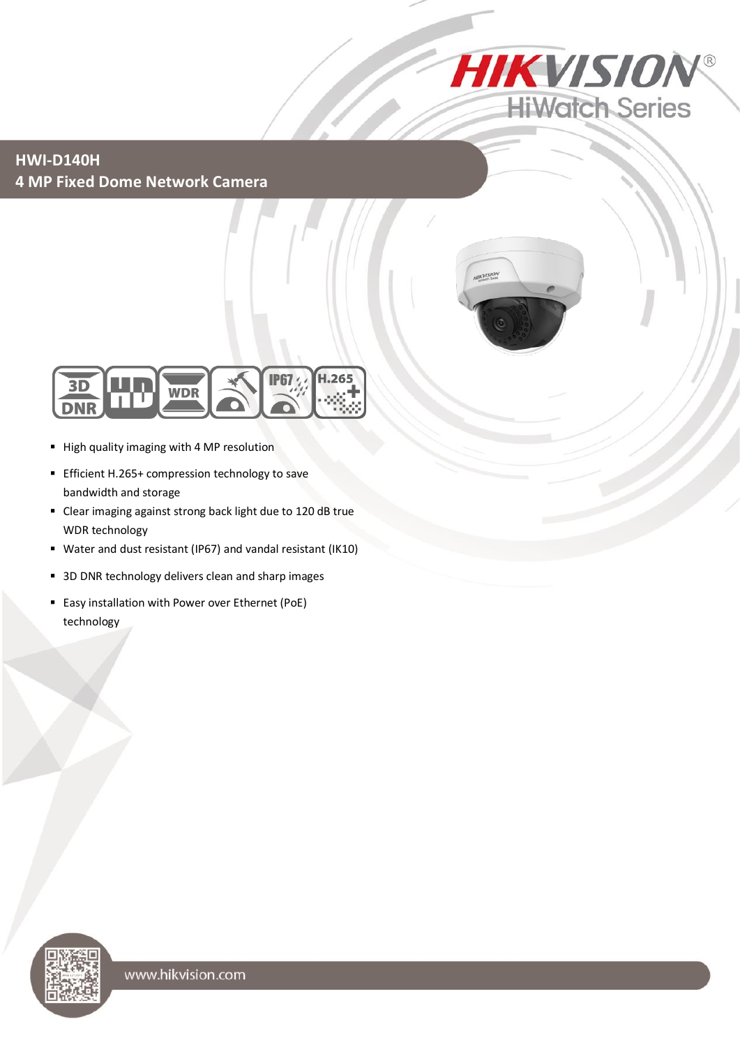# HWI-D140H

## 4 MP Fixed Dome Network Camera

- High quality imaging with 4 MP resolution
- Efficient H.265+ compression technology to save bandwidth and storage
- Clear imaging against strong back light due to 120 dB true WDR technology
- Water and dust resistant (IP67) and vandal resistant (IK10)
- 3D DNR technology delivers clean and sharp images
- Easy installation with Power over Ethernet (PoE) technology

www.hikvision.com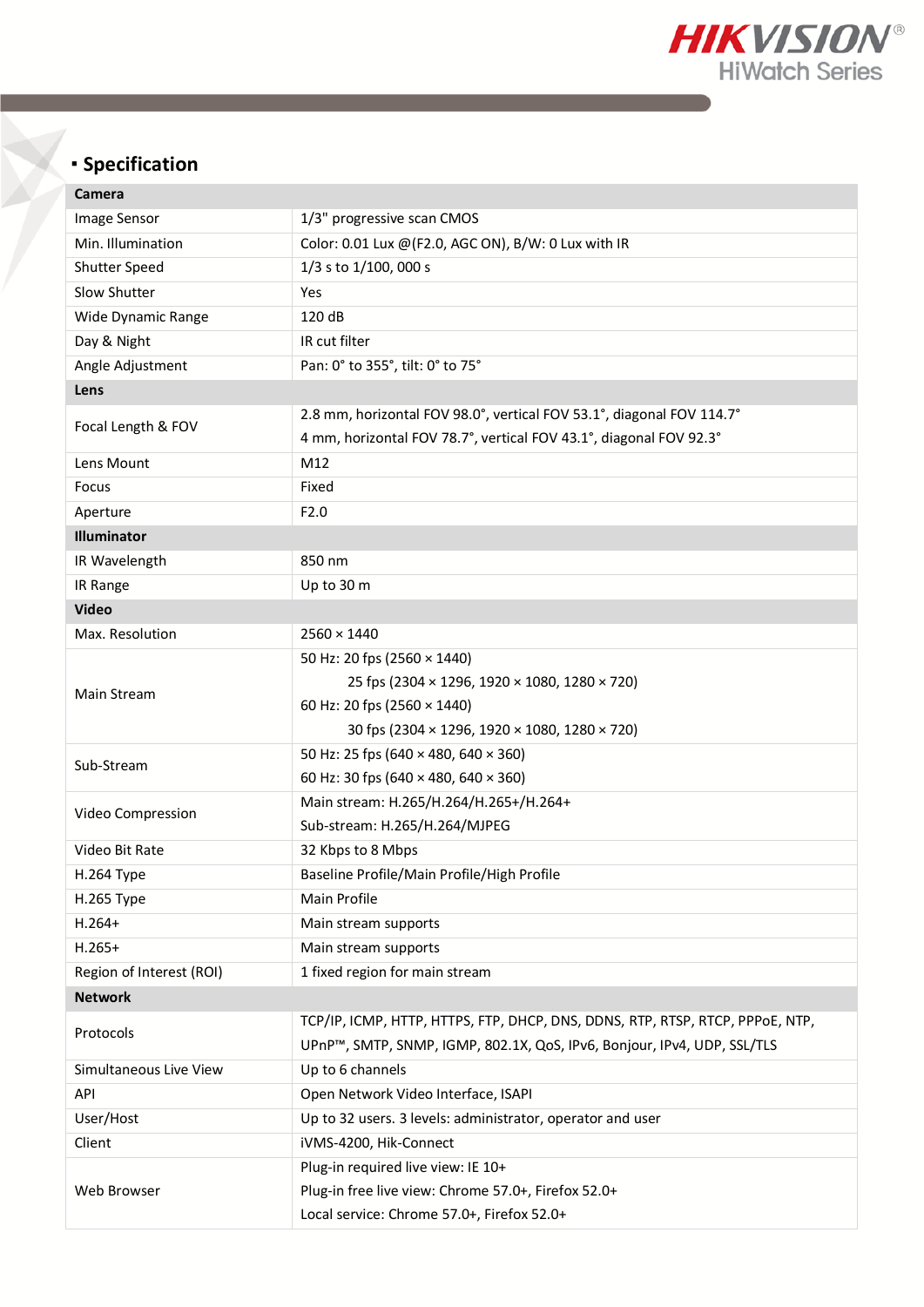## Specification

| Camera | |
|---|---|
| Image Sensor | 1/3" progressive scan CMOS |
| Min. Illumination | Color: 0.01 Lux @(F2.0, AGC ON), B/W: 0 Lux with IR |
| Shutter Speed | 1/3 s to 1/100, 000 s |
| Slow Shutter | Yes |
| Wide Dynamic Range | 120 dB |
| Day & Night | IR cut filter |
| Angle Adjustment | Pan: 0° to 355°, tilt: 0° to 75° |
| **Lens** | |
| Focal Length & FOV | 2.8 mm, horizontal FOV 98.0°, vertical FOV 53.1°, diagonal FOV 114.7°<br>4 mm, horizontal FOV 78.7°, vertical FOV 43.1°, diagonal FOV 92.3° |
| Lens Mount | M12 |
| Focus | Fixed |
| Aperture | F2.0 |
| **Illuminator** | |
| IR Wavelength | 850 nm |
| IR Range | Up to 30 m |
| **Video** | |
| Max. Resolution | 2560 × 1440 |
| Main Stream | 50 Hz: 20 fps (2560 × 1440)<br>25 fps (2304 × 1296, 1920 × 1080, 1280 × 720)<br>60 Hz: 20 fps (2560 × 1440)<br>30 fps (2304 × 1296, 1920 × 1080, 1280 × 720) |
| Sub-Stream | 50 Hz: 25 fps (640 × 480, 640 × 360)<br>60 Hz: 30 fps (640 × 480, 640 × 360) |
| Video Compression | Main stream: H.265/H.264/H.265+/H.264+<br>Sub-stream: H.265/H.264/MJPEG |
| Video Bit Rate | 32 Kbps to 8 Mbps |
| H.264 Type | Baseline Profile/Main Profile/High Profile |
| H.265 Type | Main Profile |
| H.264+ | Main stream supports |
| H.265+ | Main stream supports |
| Region of Interest (ROI) | 1 fixed region for main stream |
| **Network** | |
| Protocols | TCP/IP, ICMP, HTTP, HTTPS, FTP, DHCP, DNS, DDNS, RTP, RTSP, RTCP, PPPoE, NTP, UPnP™, SMTP, SNMP, IGMP, 802.1X, QoS, IPv6, Bonjour, IPv4, UDP, SSL/TLS |
| Simultaneous Live View | Up to 6 channels |
| API | Open Network Video Interface, ISAPI |
| User/Host | Up to 32 users. 3 levels: administrator, operator and user |
| Client | iVMS-4200, Hik-Connect |
| Web Browser | Plug-in required live view: IE 10+<br>Plug-in free live view: Chrome 57.0+, Firefox 52.0+<br>Local service: Chrome 57.0+, Firefox 52.0+ |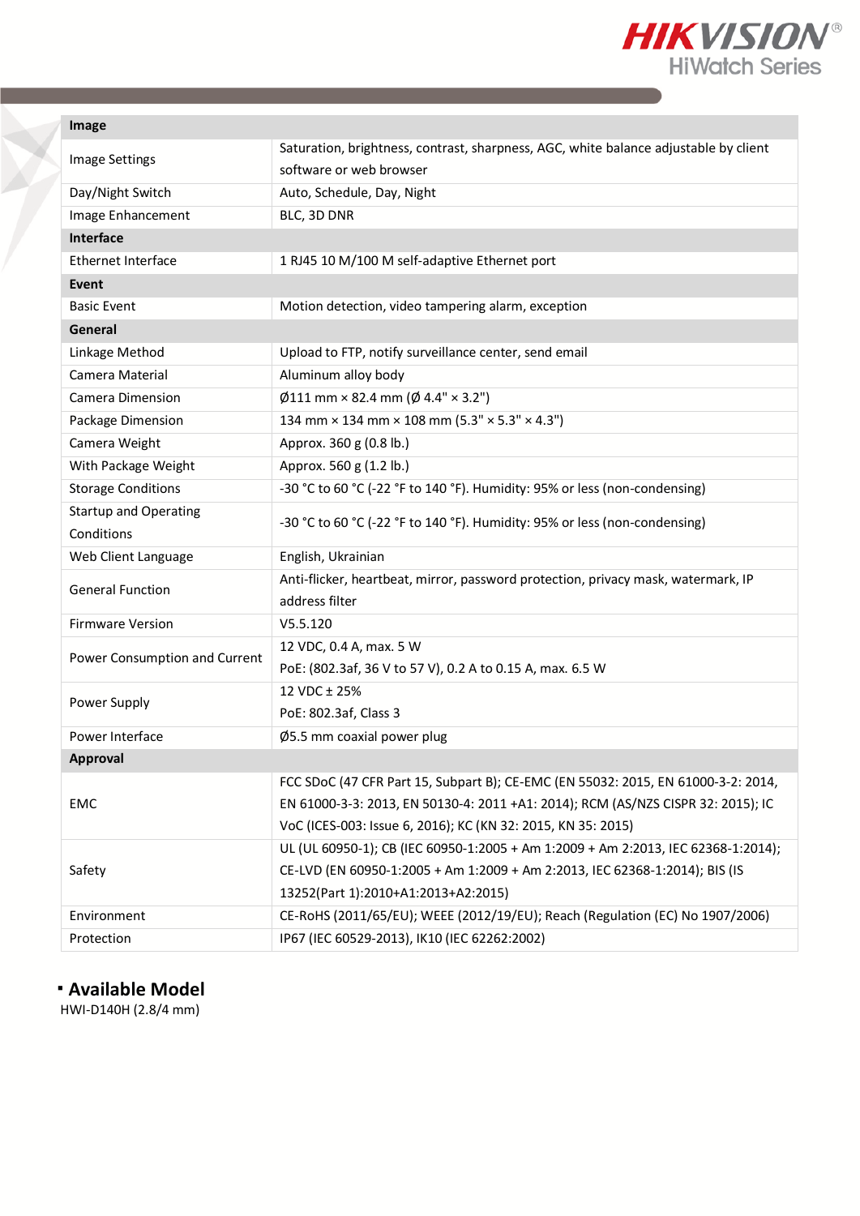| Image | |
|---|---|
| Image Settings | Saturation, brightness, contrast, sharpness, AGC, white balance adjustable by client software or web browser |
| Day/Night Switch | Auto, Schedule, Day, Night |
| Image Enhancement | BLC, 3D DNR |
| **Interface** | |
| Ethernet Interface | 1 RJ45 10 M/100 M self-adaptive Ethernet port |
| **Event** | |
| Basic Event | Motion detection, video tampering alarm, exception |
| **General** | |
| Linkage Method | Upload to FTP, notify surveillance center, send email |
| Camera Material | Aluminum alloy body |
| Camera Dimension | Ø111 mm × 82.4 mm (Ø 4.4" × 3.2") |
| Package Dimension | 134 mm × 134 mm × 108 mm (5.3" × 5.3" × 4.3") |
| Camera Weight | Approx. 360 g (0.8 lb.) |
| With Package Weight | Approx. 560 g (1.2 lb.) |
| Storage Conditions | -30 °C to 60 °C (-22 °F to 140 °F). Humidity: 95% or less (non-condensing) |
| Startup and Operating Conditions | -30 °C to 60 °C (-22 °F to 140 °F). Humidity: 95% or less (non-condensing) |
| Web Client Language | English, Ukrainian |
| General Function | Anti-flicker, heartbeat, mirror, password protection, privacy mask, watermark, IP address filter |
| Firmware Version | V5.5.120 |
| Power Consumption and Current | 12 VDC, 0.4 A, max. 5 W<br>PoE: (802.3af, 36 V to 57 V), 0.2 A to 0.15 A, max. 6.5 W |
| Power Supply | 12 VDC ± 25%<br>PoE: 802.3af, Class 3 |
| Power Interface | Ø5.5 mm coaxial power plug |
| **Approval** | |
| EMC | FCC SDoC (47 CFR Part 15, Subpart B); CE-EMC (EN 55032: 2015, EN 61000-3-2: 2014, EN 61000-3-3: 2013, EN 50130-4: 2011 +A1: 2014); RCM (AS/NZS CISPR 32: 2015); IC VoC (ICES-003: Issue 6, 2016); KC (KN 32: 2015, KN 35: 2015) |
| Safety | UL (UL 60950-1); CB (IEC 60950-1:2005 + Am 1:2009 + Am 2:2013, IEC 62368-1:2014); CE-LVD (EN 60950-1:2005 + Am 1:2009 + Am 2:2013, IEC 62368-1:2014); BIS (IS 13252(Part 1):2010+A1:2013+A2:2015) |
| Environment | CE-RoHS (2011/65/EU); WEEE (2012/19/EU); Reach (Regulation (EC) No 1907/2006) |
| Protection | IP67 (IEC 60529-2013), IK10 (IEC 62262:2002) |

## Available Model

HWI-D140H (2.8/4 mm)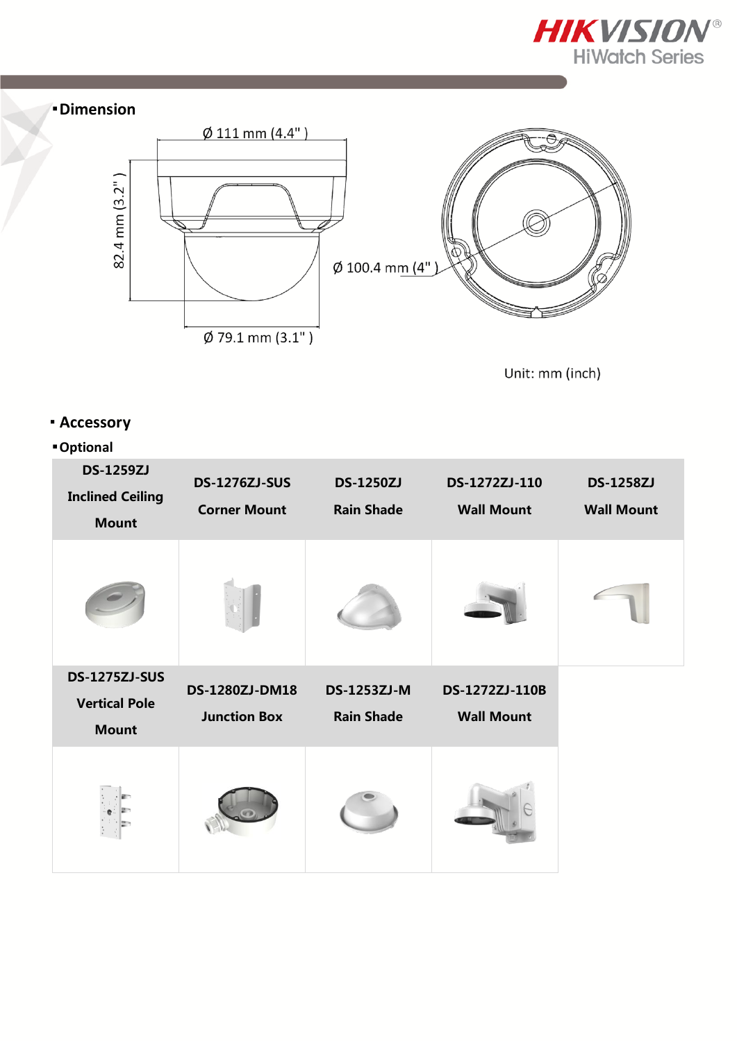## Dimension

Ø 111 mm (4.4" )

82.4 mm (3.2" )

Ø 100.4 mm (4" )

Ø 79.1 mm (3.1" )

Unit: mm (inch)

## Accessory

### Optional

| DS-1259ZJ Inclined Ceiling Mount | DS-1276ZJ-SUS Corner Mount | DS-1250ZJ Rain Shade | DS-1272ZJ-110 Wall Mount | DS-1258ZJ Wall Mount |
|---|---|---|---|---|
| | | | | |
| **DS-1275ZJ-SUS Vertical Pole Mount** | **DS-1280ZJ-DM18 Junction Box** | **DS-1253ZJ-M Rain Shade** | **DS-1272ZJ-110B Wall Mount** | |
| | | | | |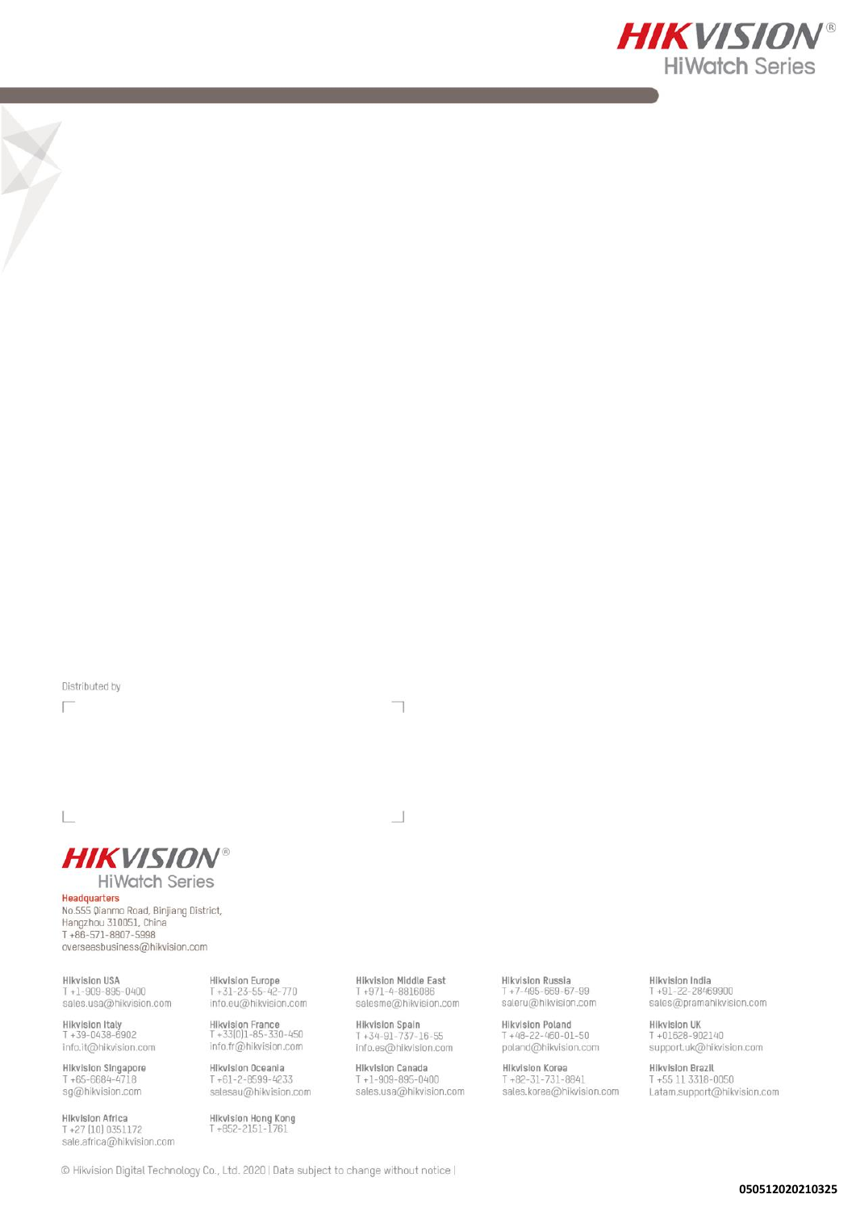Distributed by

**HIKVISION®**
HiWatch Series

**Headquarters**
No.555 Qianmo Road, Binjiang District,
Hangzhou 310051, China
T +86-571-8807-5998
overseasbusiness@hikvision.com

**Hikvision USA**
T +1-909-895-0400
sales.usa@hikvision.com

**Hikvision Italy**
T +39-0438-6902
info.it@hikvision.com

**Hikvision Singapore**
T +65-6684-4718
sg@hikvision.com

**Hikvision Africa**
T +27 (10) 0351172
sale.africa@hikvision.com

**Hikvision Europe**
T +31-23-55-42-770
info.eu@hikvision.com

**Hikvision France**
T +33(0)1-85-330-450
info.fr@hikvision.com

**Hikvision Oceania**
T +61-2-8599-4233
salesau@hikvision.com

**Hikvision Hong Kong**
T +852-2151-1761

**Hikvision Middle East**
T +971-4-8816086
salesme@hikvision.com

**Hikvision Spain**
T +34-91-737-16-55
info.es@hikvision.com

**Hikvision Canada**
T +1-909-895-0400
sales.usa@hikvision.com

**Hikvision Russia**
T +7-495-669-67-99
saleru@hikvision.com

**Hikvision Poland**
T +48-22-460-01-50
poland@hikvision.com

**Hikvision Korea**
T +82-31-731-8841
sales.korea@hikvision.com

**Hikvision India**
T +91-22-28469900
sales@pramahikvision.com

**Hikvision UK**
T +01628-902140
support.uk@hikvision.com

**Hikvision Brazil**
T +55 11 3318-0050
Latam.support@hikvision.com

© Hikvision Digital Technology Co., Ltd. 2020 | Data subject to change without notice |

050512020210325